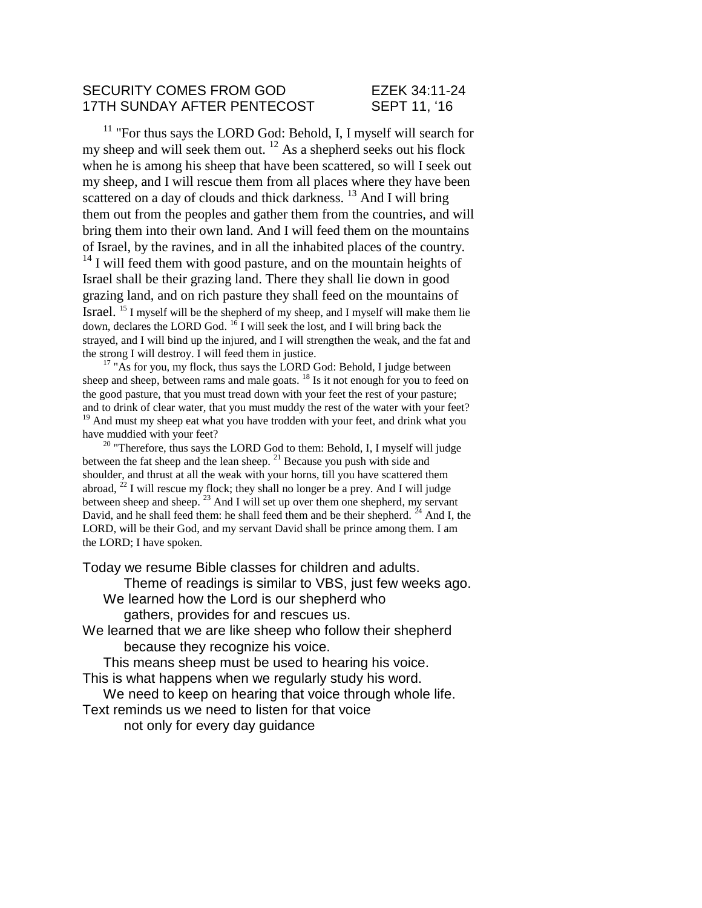SECURITY COMES FROM GOD EZEK 34:11-24
17TH SUNDAY AFTER PENTECOST SEPT 11, '16

[11] "For thus says the LORD God: Behold, I, I myself will search for my sheep and will seek them out. [12] As a shepherd seeks out his flock when he is among his sheep that have been scattered, so will I seek out my sheep, and I will rescue them from all places where they have been scattered on a day of clouds and thick darkness. [13] And I will bring them out from the peoples and gather them from the countries, and will bring them into their own land. And I will feed them on the mountains of Israel, by the ravines, and in all the inhabited places of the country. [14] I will feed them with good pasture, and on the mountain heights of Israel shall be their grazing land. There they shall lie down in good grazing land, and on rich pasture they shall feed on the mountains of Israel. [15] I myself will be the shepherd of my sheep, and I myself will make them lie down, declares the LORD God. [16] I will seek the lost, and I will bring back the strayed, and I will bind up the injured, and I will strengthen the weak, and the fat and the strong I will destroy. I will feed them in justice.

[17] "As for you, my flock, thus says the LORD God: Behold, I judge between sheep and sheep, between rams and male goats. [18] Is it not enough for you to feed on the good pasture, that you must tread down with your feet the rest of your pasture; and to drink of clear water, that you must muddy the rest of the water with your feet? [19] And must my sheep eat what you have trodden with your feet, and drink what you have muddied with your feet?

[20] "Therefore, thus says the LORD God to them: Behold, I, I myself will judge between the fat sheep and the lean sheep. [21] Because you push with side and shoulder, and thrust at all the weak with your horns, till you have scattered them abroad, [22] I will rescue my flock; they shall no longer be a prey. And I will judge between sheep and sheep. [23] And I will set up over them one shepherd, my servant David, and he shall feed them: he shall feed them and be their shepherd. [24] And I, the LORD, will be their God, and my servant David shall be prince among them. I am the LORD; I have spoken.

Today we resume Bible classes for children and adults.
Theme of readings is similar to VBS, just few weeks ago.
We learned how the Lord is our shepherd who
gathers, provides for and rescues us.
We learned that we are like sheep who follow their shepherd
because they recognize his voice.
This means sheep must be used to hearing his voice.
This is what happens when we regularly study his word.
We need to keep on hearing that voice through whole life.
Text reminds us we need to listen for that voice
not only for every day guidance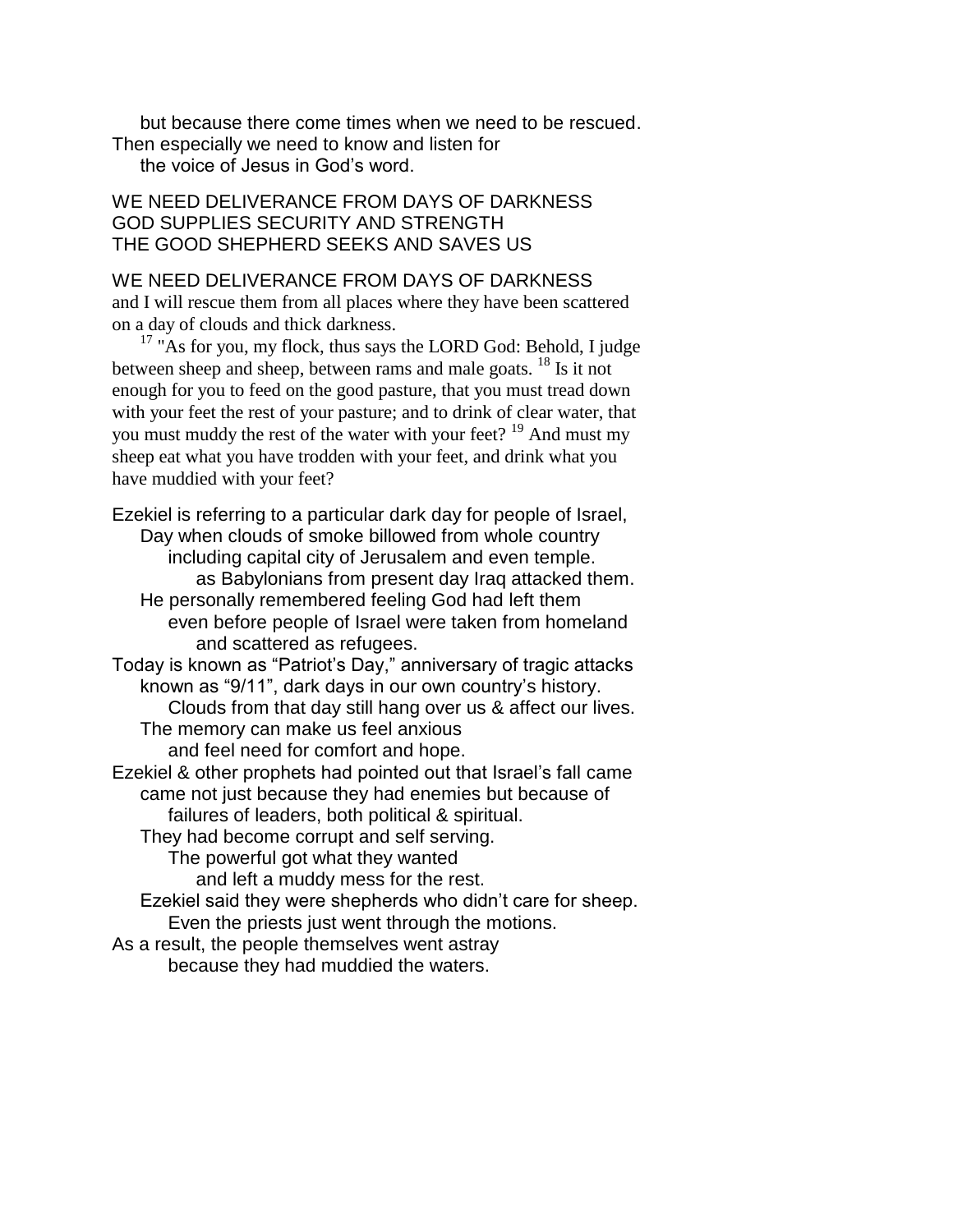but because there come times when we need to be rescued.
Then especially we need to know and listen for
the voice of Jesus in God's word.

WE NEED DELIVERANCE FROM DAYS OF DARKNESS
GOD SUPPLIES SECURITY AND STRENGTH
THE GOOD SHEPHERD SEEKS AND SAVES US

WE NEED DELIVERANCE FROM DAYS OF DARKNESS

and I will rescue them from all places where they have been scattered on a day of clouds and thick darkness.

[17] "As for you, my flock, thus says the LORD God: Behold, I judge between sheep and sheep, between rams and male goats. [18] Is it not enough for you to feed on the good pasture, that you must tread down with your feet the rest of your pasture; and to drink of clear water, that you must muddy the rest of the water with your feet? [19] And must my sheep eat what you have trodden with your feet, and drink what you have muddied with your feet?

Ezekiel is referring to a particular dark day for people of Israel,
Day when clouds of smoke billowed from whole country
including capital city of Jerusalem and even temple.
as Babylonians from present day Iraq attacked them.
He personally remembered feeling God had left them
even before people of Israel were taken from homeland
and scattered as refugees.
Today is known as "Patriot's Day," anniversary of tragic attacks
known as "9/11", dark days in our own country's history.
Clouds from that day still hang over us & affect our lives.
The memory can make us feel anxious
and feel need for comfort and hope.
Ezekiel & other prophets had pointed out that Israel's fall came
came not just because they had enemies but because of
failures of leaders, both political & spiritual.
They had become corrupt and self serving.
The powerful got what they wanted
and left a muddy mess for the rest.
Ezekiel said they were shepherds who didn't care for sheep.
Even the priests just went through the motions.
As a result, the people themselves went astray
because they had muddied the waters.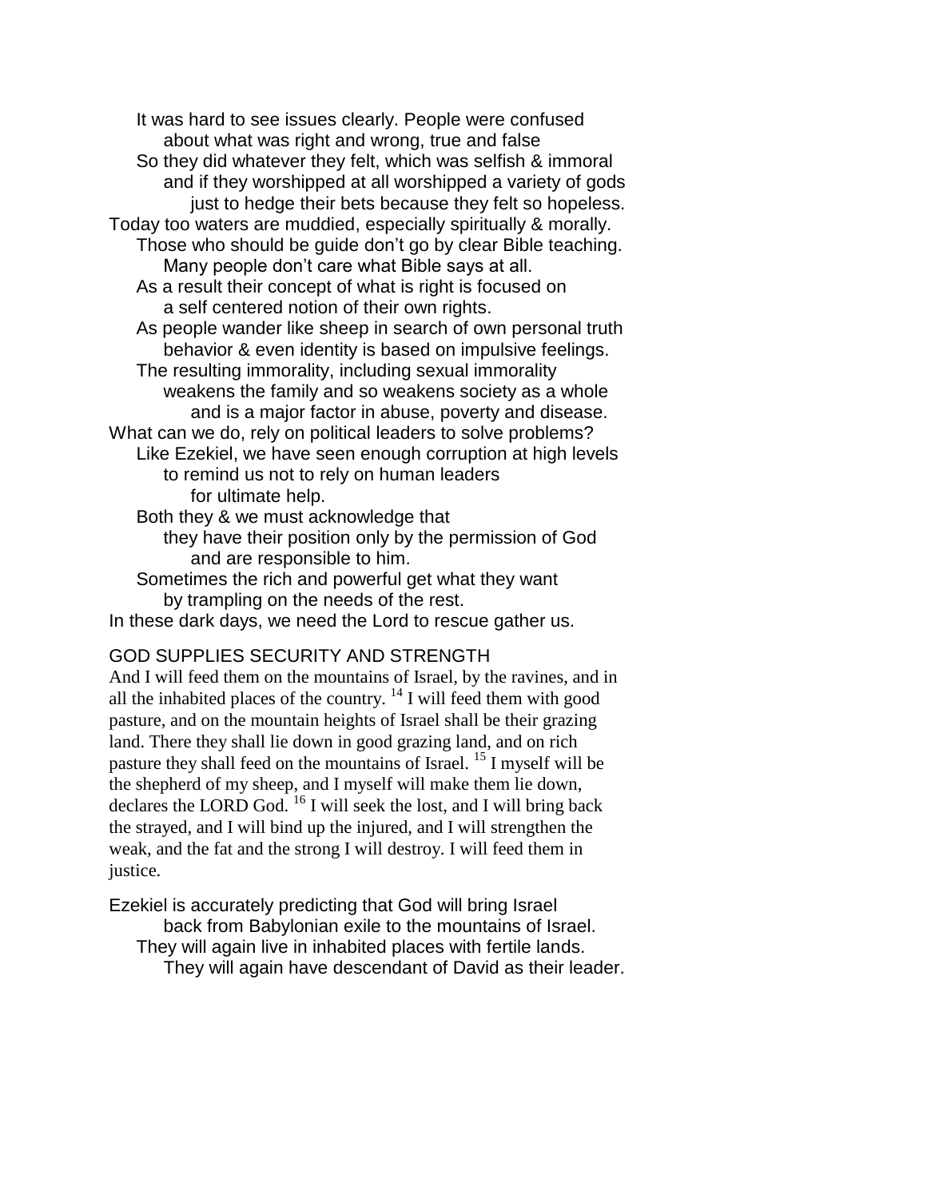It was hard to see issues clearly. People were confused about what was right and wrong, true and false

So they did whatever they felt, which was selfish & immoral and if they worshipped at all worshipped a variety of gods just to hedge their bets because they felt so hopeless.

Today too waters are muddied, especially spiritually & morally.

Those who should be guide don't go by clear Bible teaching. Many people don't care what Bible says at all.

As a result their concept of what is right is focused on a self centered notion of their own rights.

As people wander like sheep in search of own personal truth behavior & even identity is based on impulsive feelings.

The resulting immorality, including sexual immorality weakens the family and so weakens society as a whole and is a major factor in abuse, poverty and disease.

What can we do, rely on political leaders to solve problems?

Like Ezekiel, we have seen enough corruption at high levels to remind us not to rely on human leaders for ultimate help.

Both they & we must acknowledge that they have their position only by the permission of God and are responsible to him.

Sometimes the rich and powerful get what they want by trampling on the needs of the rest.

In these dark days, we need the Lord to rescue gather us.

GOD SUPPLIES SECURITY AND STRENGTH

And I will feed them on the mountains of Israel, by the ravines, and in all the inhabited places of the country. [14] I will feed them with good pasture, and on the mountain heights of Israel shall be their grazing land. There they shall lie down in good grazing land, and on rich pasture they shall feed on the mountains of Israel. [15] I myself will be the shepherd of my sheep, and I myself will make them lie down, declares the LORD God. [16] I will seek the lost, and I will bring back the strayed, and I will bind up the injured, and I will strengthen the weak, and the fat and the strong I will destroy. I will feed them in justice.

Ezekiel is accurately predicting that God will bring Israel back from Babylonian exile to the mountains of Israel.

They will again live in inhabited places with fertile lands. They will again have descendant of David as their leader.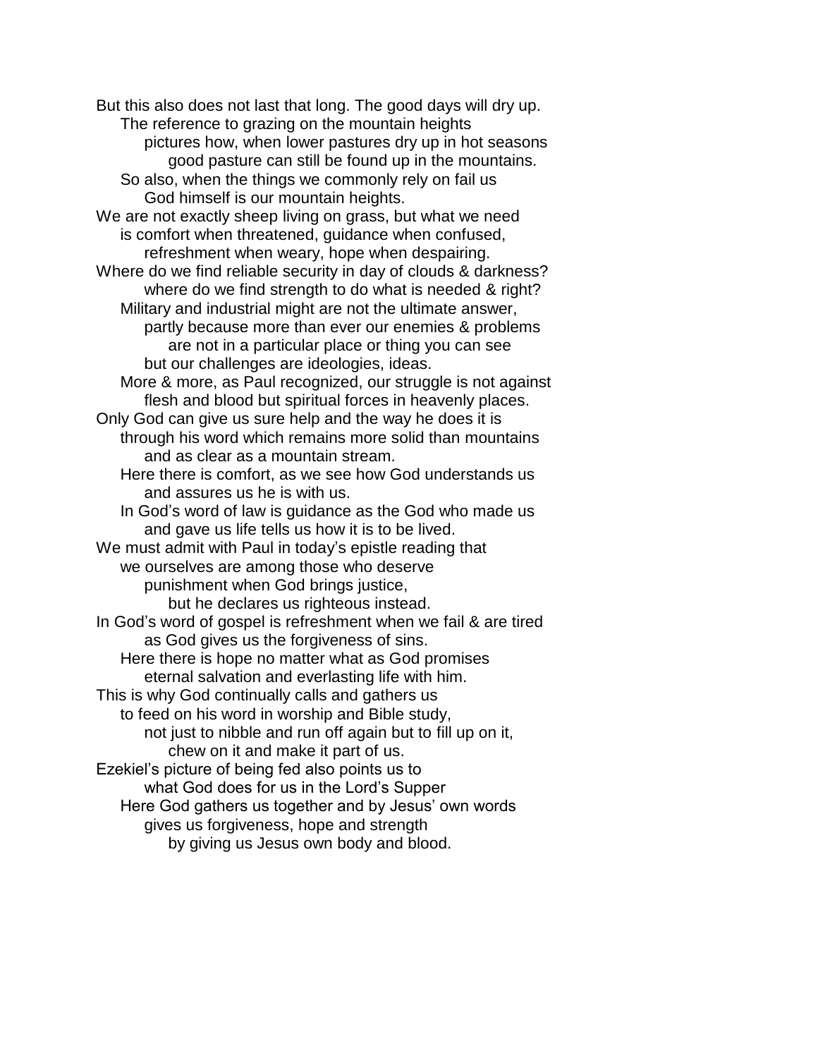But this also does not last that long. The good days will dry up.
The reference to grazing on the mountain heights
pictures how, when lower pastures dry up in hot seasons
good pasture can still be found up in the mountains.
So also, when the things we commonly rely on fail us
God himself is our mountain heights.
We are not exactly sheep living on grass, but what we need
is comfort when threatened, guidance when confused,
refreshment when weary, hope when despairing.
Where do we find reliable security in day of clouds & darkness?
where do we find strength to do what is needed & right?
Military and industrial might are not the ultimate answer,
partly because more than ever our enemies & problems
are not in a particular place or thing you can see
but our challenges are ideologies, ideas.
More & more, as Paul recognized, our struggle is not against
flesh and blood but spiritual forces in heavenly places.
Only God can give us sure help and the way he does it is
through his word which remains more solid than mountains
and as clear as a mountain stream.
Here there is comfort, as we see how God understands us
and assures us he is with us.
In God's word of law is guidance as the God who made us
and gave us life tells us how it is to be lived.
We must admit with Paul in today's epistle reading that
we ourselves are among those who deserve
punishment when God brings justice,
but he declares us righteous instead.
In God's word of gospel is refreshment when we fail & are tired
as God gives us the forgiveness of sins.
Here there is hope no matter what as God promises
eternal salvation and everlasting life with him.
This is why God continually calls and gathers us
to feed on his word in worship and Bible study,
not just to nibble and run off again but to fill up on it,
chew on it and make it part of us.
Ezekiel's picture of being fed also points us to
what God does for us in the Lord's Supper
Here God gathers us together and by Jesus' own words
gives us forgiveness, hope and strength
by giving us Jesus own body and blood.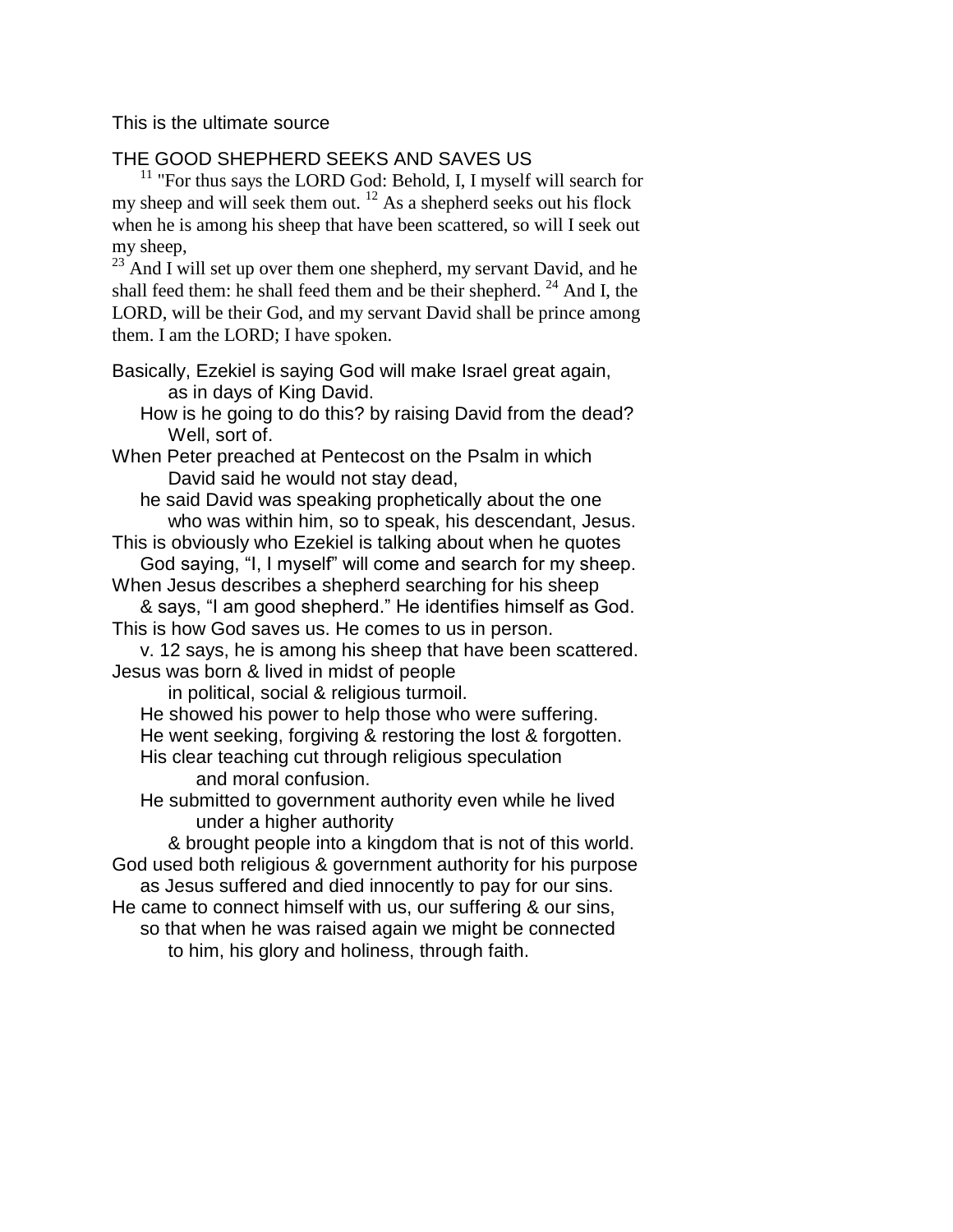This is the ultimate source

THE GOOD SHEPHERD SEEKS AND SAVES US

[11] "For thus says the LORD God: Behold, I, I myself will search for my sheep and will seek them out. [12] As a shepherd seeks out his flock when he is among his sheep that have been scattered, so will I seek out my sheep,
[23] And I will set up over them one shepherd, my servant David, and he shall feed them: he shall feed them and be their shepherd. [24] And I, the LORD, will be their God, and my servant David shall be prince among them. I am the LORD; I have spoken.

Basically, Ezekiel is saying God will make Israel great again,
as in days of King David.
How is he going to do this? by raising David from the dead?
Well, sort of.
When Peter preached at Pentecost on the Psalm in which
David said he would not stay dead,
he said David was speaking prophetically about the one
who was within him, so to speak, his descendant, Jesus.
This is obviously who Ezekiel is talking about when he quotes
God saying, "I, I myself" will come and search for my sheep.
When Jesus describes a shepherd searching for his sheep
& says, "I am good shepherd." He identifies himself as God.
This is how God saves us. He comes to us in person.
v. 12 says, he is among his sheep that have been scattered.
Jesus was born & lived in midst of people
in political, social & religious turmoil.
He showed his power to help those who were suffering.
He went seeking, forgiving & restoring the lost & forgotten.
His clear teaching cut through religious speculation
and moral confusion.
He submitted to government authority even while he lived
under a higher authority
& brought people into a kingdom that is not of this world.
God used both religious & government authority for his purpose
as Jesus suffered and died innocently to pay for our sins.
He came to connect himself with us, our suffering & our sins,
so that when he was raised again we might be connected
to him, his glory and holiness, through faith.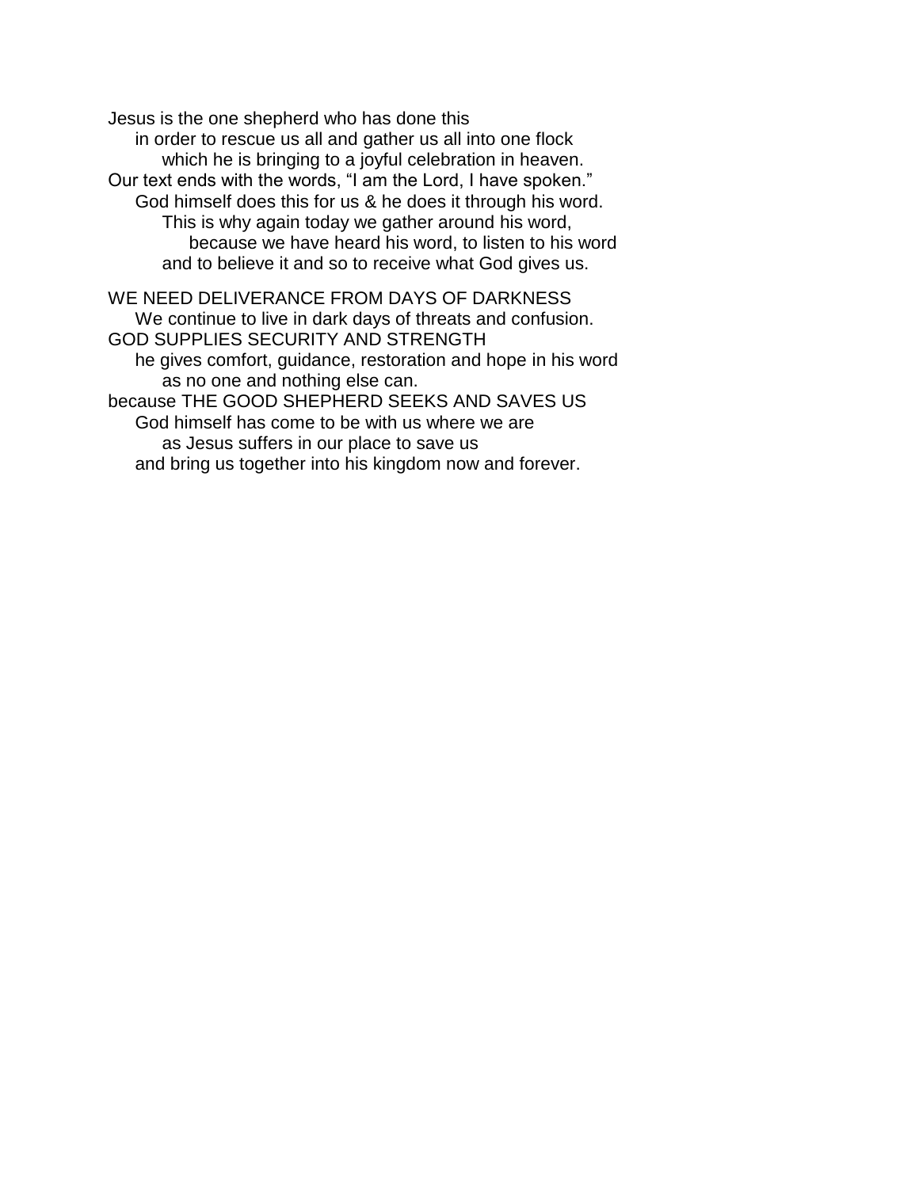Jesus is the one shepherd who has done this
in order to rescue us all and gather us all into one flock
which he is bringing to a joyful celebration in heaven.
Our text ends with the words, "I am the Lord, I have spoken."
God himself does this for us & he does it through his word.
This is why again today we gather around his word,
because we have heard his word, to listen to his word
and to believe it and so to receive what God gives us.

WE NEED DELIVERANCE FROM DAYS OF DARKNESS
We continue to live in dark days of threats and confusion.
GOD SUPPLIES SECURITY AND STRENGTH
he gives comfort, guidance, restoration and hope in his word
as no one and nothing else can.
because THE GOOD SHEPHERD SEEKS AND SAVES US
God himself has come to be with us where we are
as Jesus suffers in our place to save us
and bring us together into his kingdom now and forever.